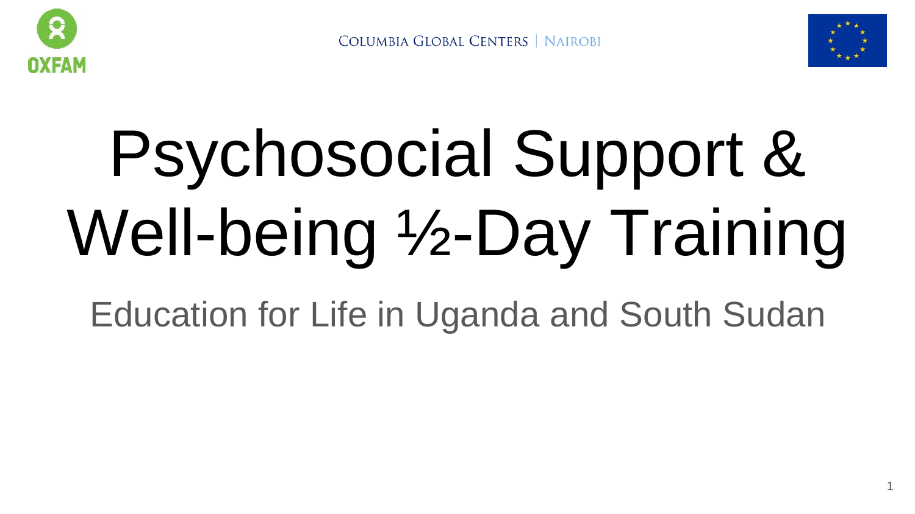Columbia Global Centers | Nairobi

# Psychosocial Support & Well-being ½-Day Training

## Education for Life in Uganda and South Sudan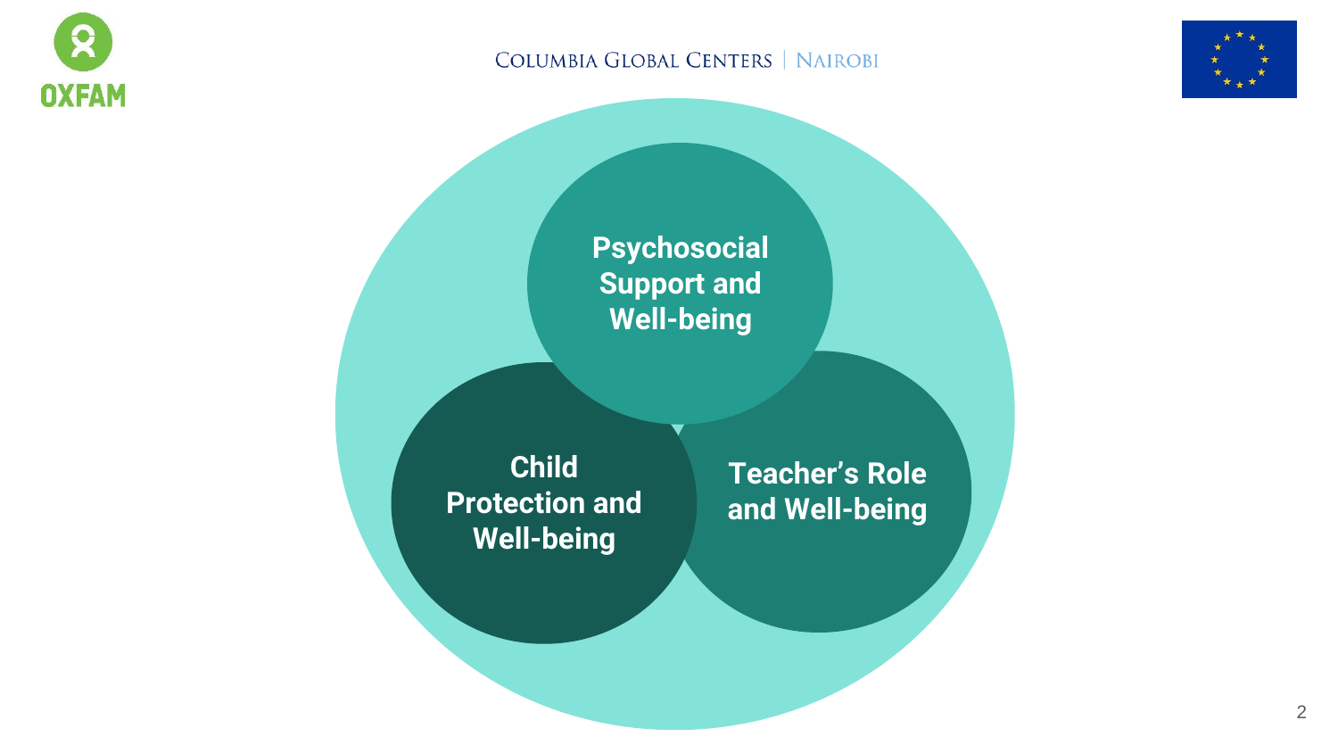Psychosocial Support and Well-being

Child Protection and Well-being

Teacher's Role and Well-being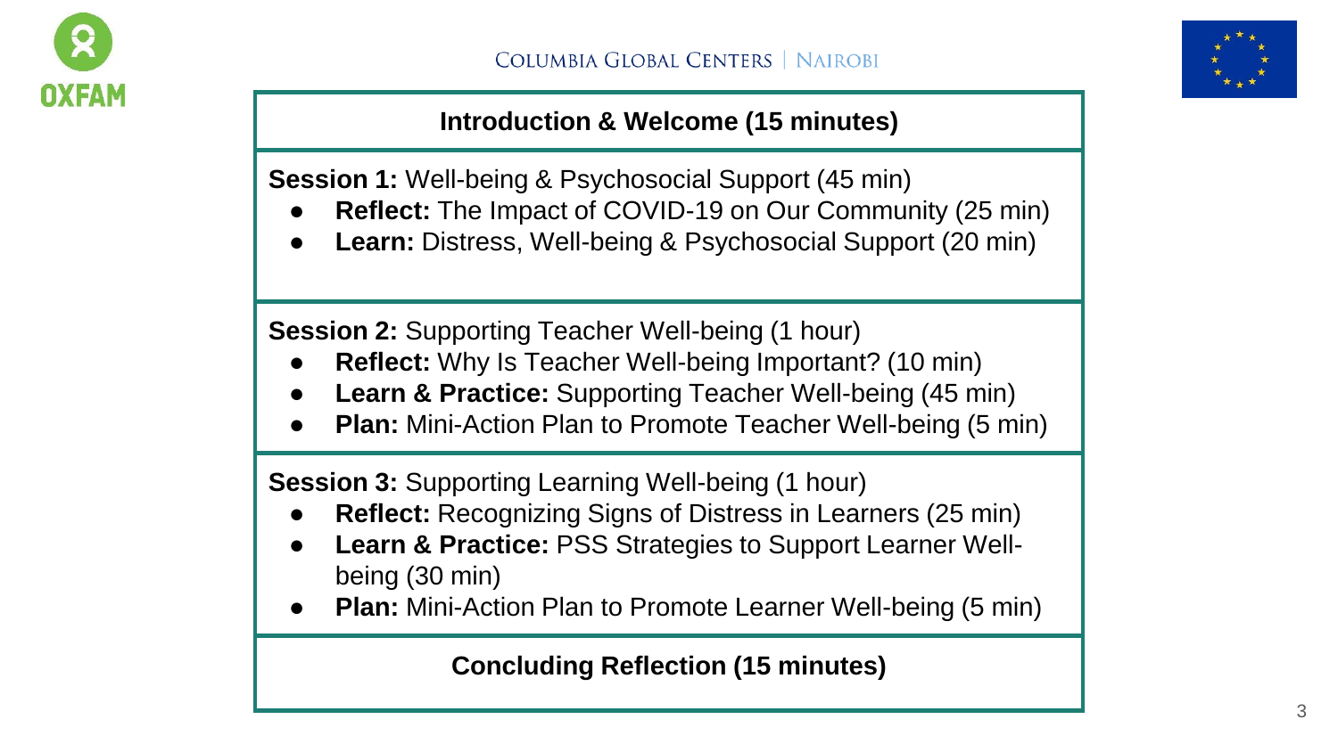**Introduction & Welcome (15 minutes)**

**Session 1:** Well-being & Psychosocial Support (45 min)

- **Reflect:** The Impact of COVID-19 on Our Community (25 min)
- **Learn:** Distress, Well-being & Psychosocial Support (20 min)

**Session 2:** Supporting Teacher Well-being (1 hour)

- **Reflect:** Why Is Teacher Well-being Important? (10 min)
- **Learn & Practice:** Supporting Teacher Well-being (45 min)
- **Plan:** Mini-Action Plan to Promote Teacher Well-being (5 min)

**Session 3:** Supporting Learning Well-being (1 hour)

- **Reflect:** Recognizing Signs of Distress in Learners (25 min)
- **Learn & Practice:** PSS Strategies to Support Learner Well-being (30 min)
- **Plan:** Mini-Action Plan to Promote Learner Well-being (5 min)

**Concluding Reflection (15 minutes)**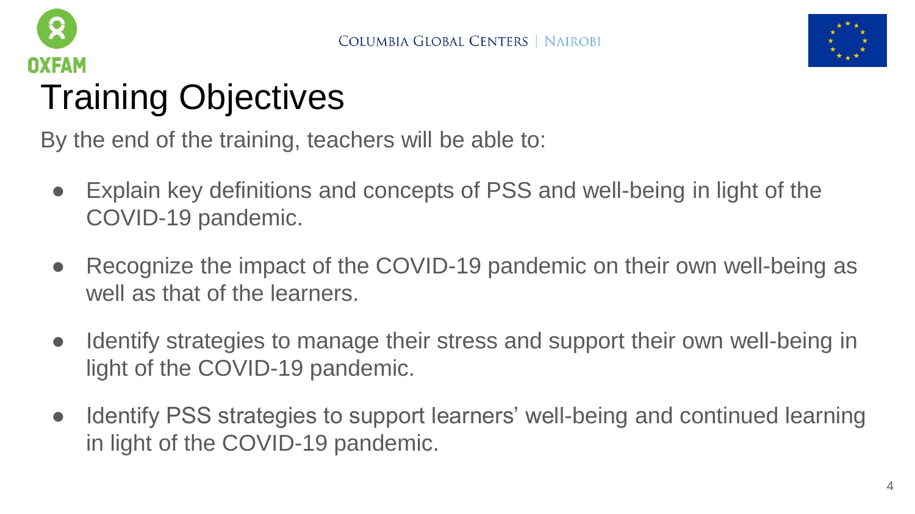# Training Objectives

By the end of the training, teachers will be able to:

- Explain key definitions and concepts of PSS and well-being in light of the COVID-19 pandemic.
- Recognize the impact of the COVID-19 pandemic on their own well-being as well as that of the learners.
- Identify strategies to manage their stress and support their own well-being in light of the COVID-19 pandemic.
- Identify PSS strategies to support learners' well-being and continued learning in light of the COVID-19 pandemic.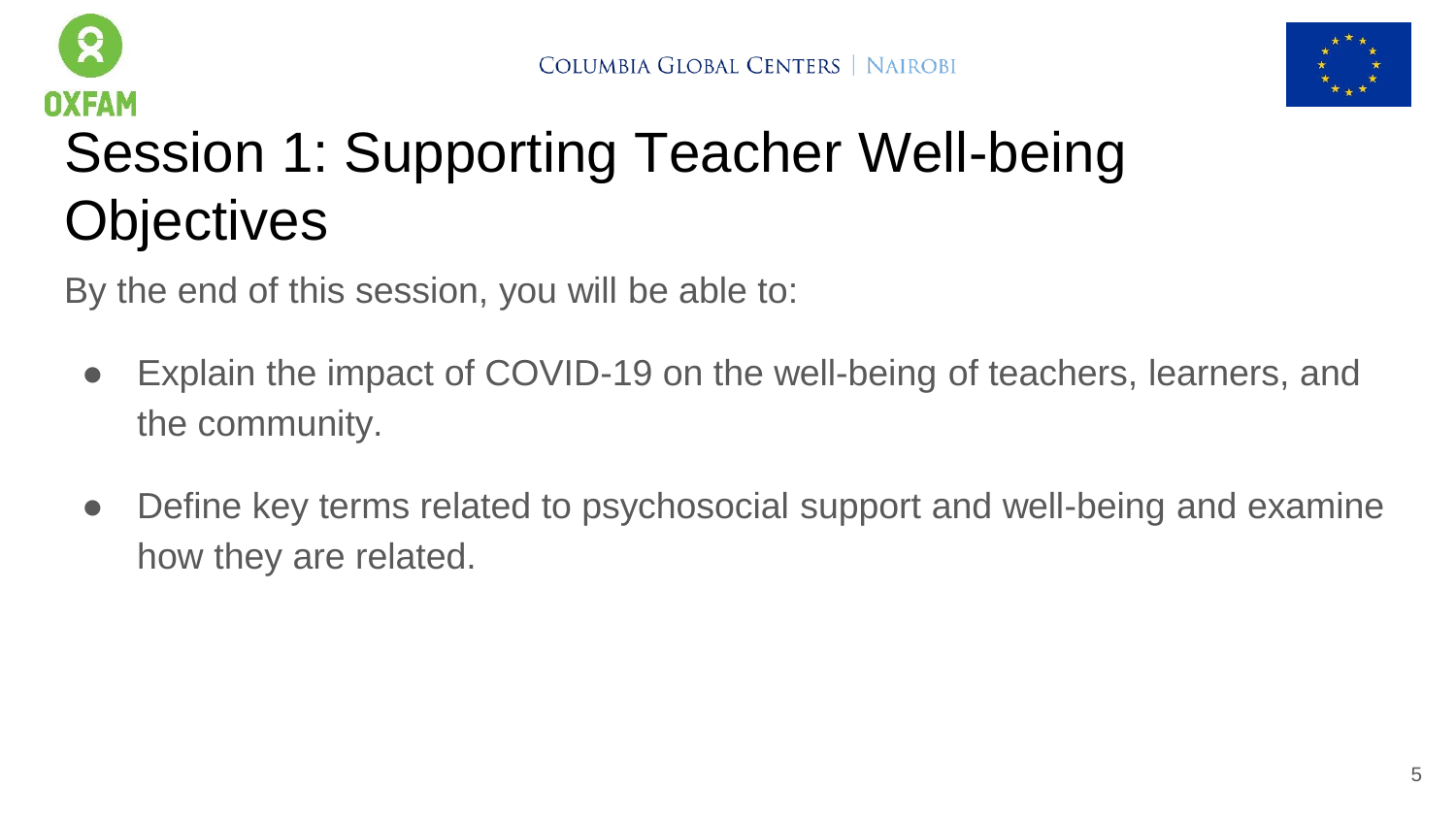# Session 1: Supporting Teacher Well-being Objectives

By the end of this session, you will be able to:

- Explain the impact of COVID-19 on the well-being of teachers, learners, and the community.
- Define key terms related to psychosocial support and well-being and examine how they are related.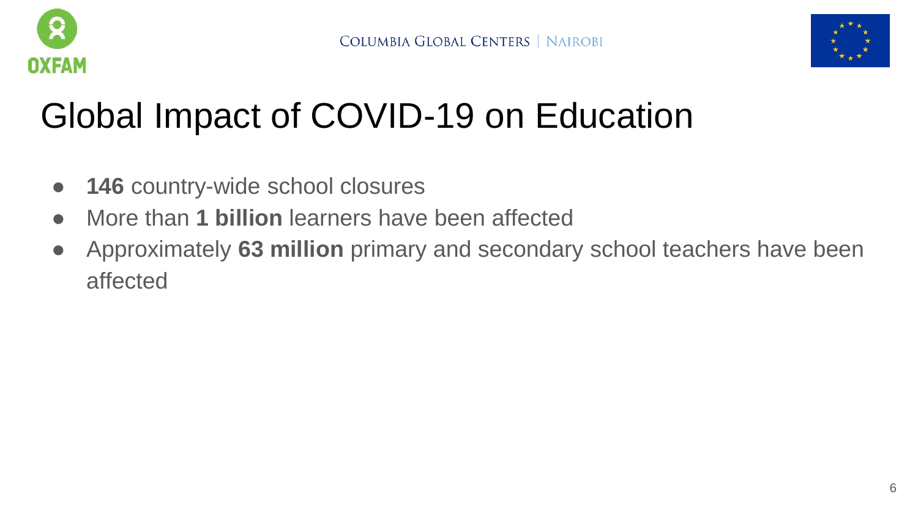# Global Impact of COVID-19 on Education

- **146** country-wide school closures
- More than **1 billion** learners have been affected
- Approximately **63 million** primary and secondary school teachers have been affected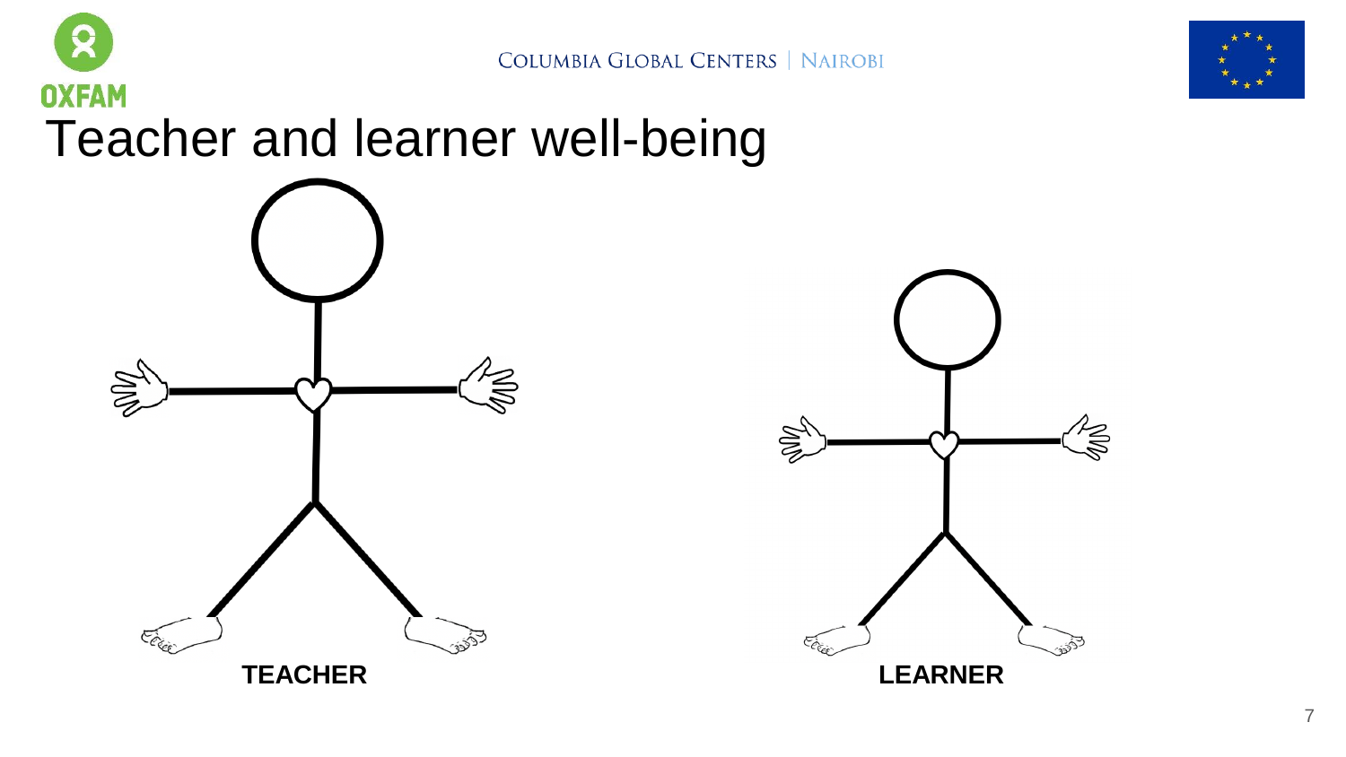# Teacher and learner well-being

**TEACHER**

**LEARNER**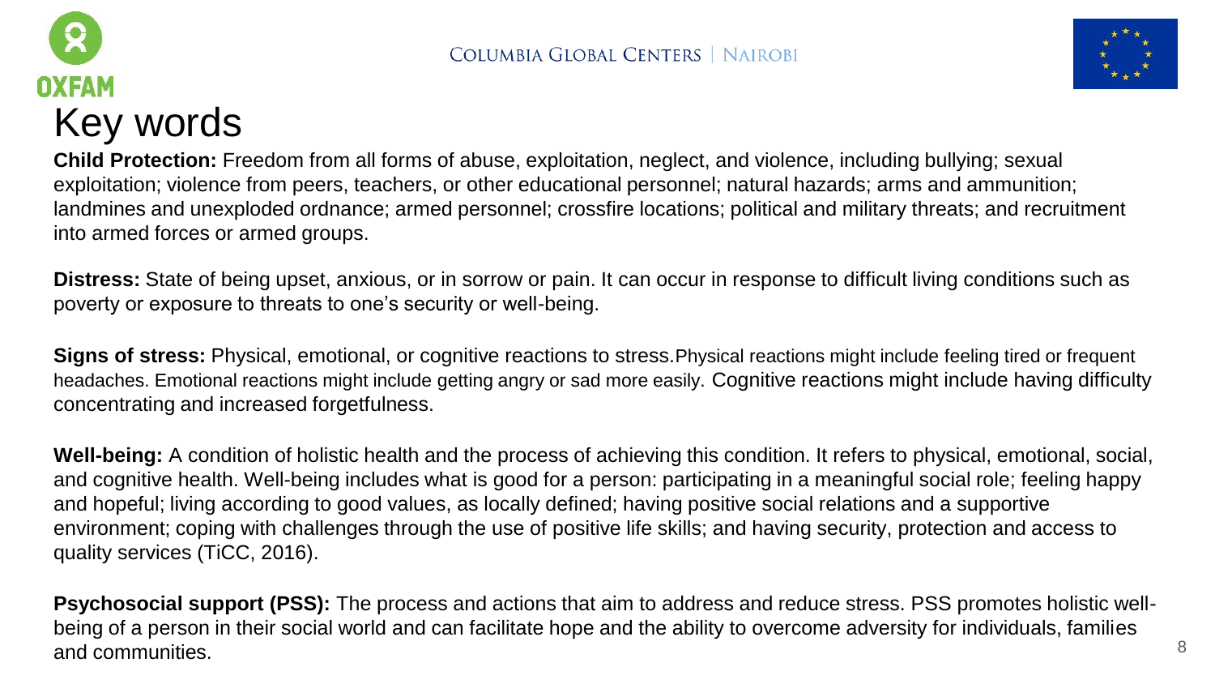# Key words

**Child Protection:** Freedom from all forms of abuse, exploitation, neglect, and violence, including bullying; sexual exploitation; violence from peers, teachers, or other educational personnel; natural hazards; arms and ammunition; landmines and unexploded ordnance; armed personnel; crossfire locations; political and military threats; and recruitment into armed forces or armed groups.

**Distress:** State of being upset, anxious, or in sorrow or pain. It can occur in response to difficult living conditions such as poverty or exposure to threats to one's security or well-being.

**Signs of stress:** Physical, emotional, or cognitive reactions to stress. Physical reactions might include feeling tired or frequent headaches. Emotional reactions might include getting angry or sad more easily. Cognitive reactions might include having difficulty concentrating and increased forgetfulness.

**Well-being:** A condition of holistic health and the process of achieving this condition. It refers to physical, emotional, social, and cognitive health. Well-being includes what is good for a person: participating in a meaningful social role; feeling happy and hopeful; living according to good values, as locally defined; having positive social relations and a supportive environment; coping with challenges through the use of positive life skills; and having security, protection and access to quality services (TiCC, 2016).

**Psychosocial support (PSS):** The process and actions that aim to address and reduce stress. PSS promotes holistic well-being of a person in their social world and can facilitate hope and the ability to overcome adversity for individuals, families and communities.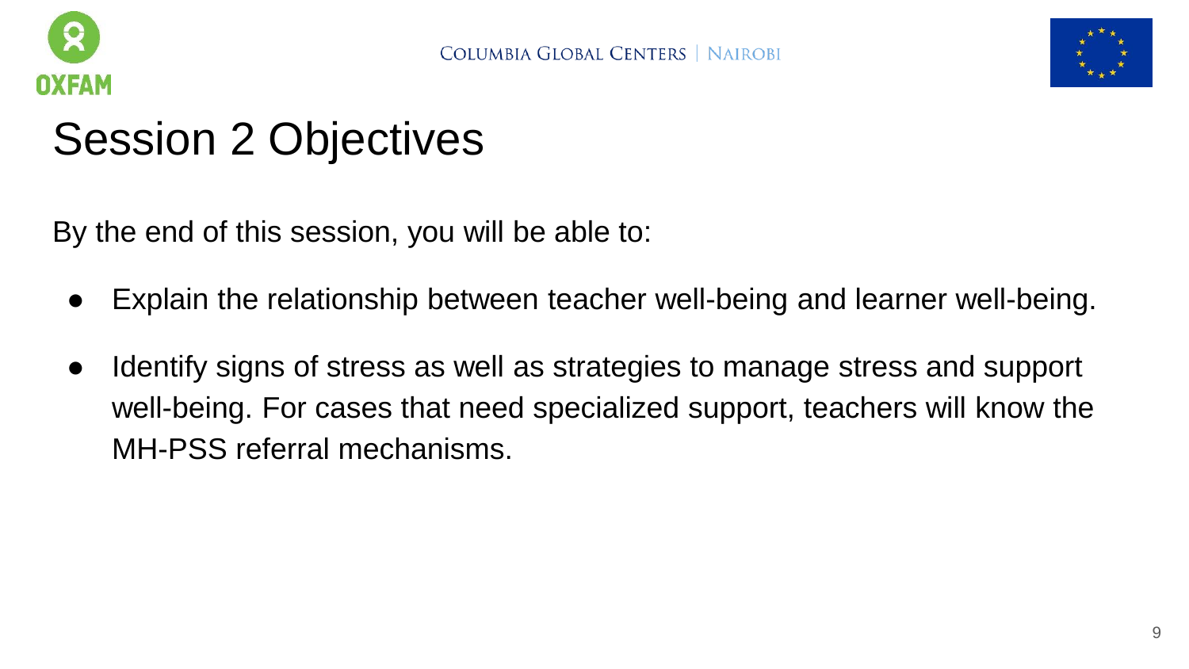# Session 2 Objectives

By the end of this session, you will be able to:

- Explain the relationship between teacher well-being and learner well-being.
- Identify signs of stress as well as strategies to manage stress and support well-being. For cases that need specialized support, teachers will know the MH-PSS referral mechanisms.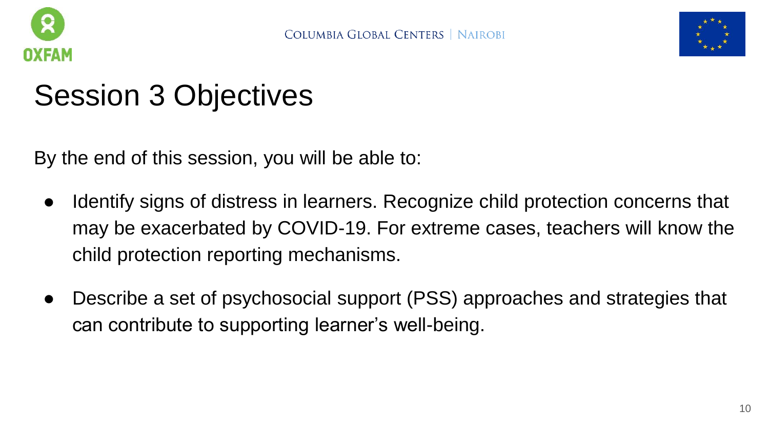# Session 3 Objectives

By the end of this session, you will be able to:

- Identify signs of distress in learners. Recognize child protection concerns that may be exacerbated by COVID-19. For extreme cases, teachers will know the child protection reporting mechanisms.
- Describe a set of psychosocial support (PSS) approaches and strategies that can contribute to supporting learner's well-being.